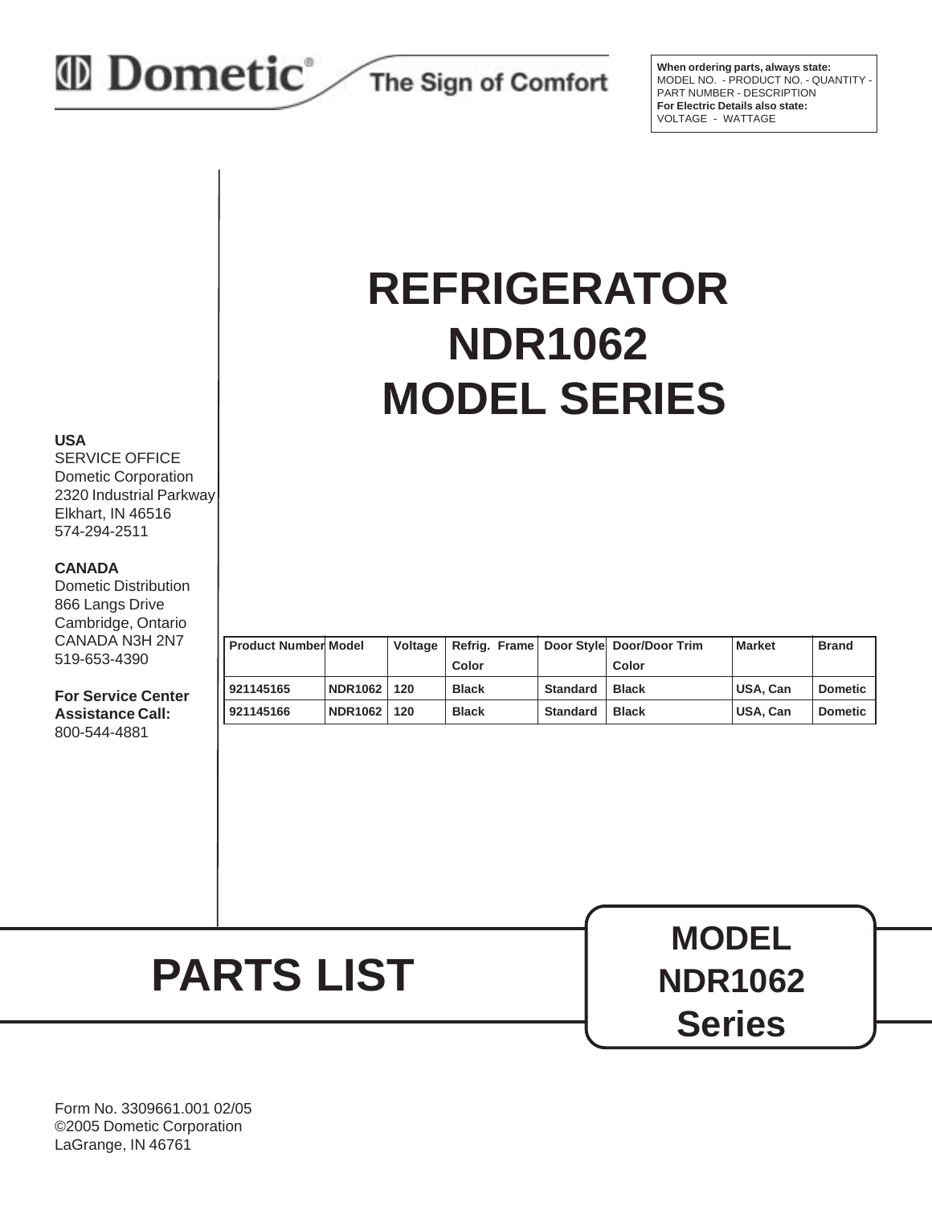**Dometic** The Sign of Comfort

**When ordering parts, always state:**
MODEL NO. - PRODUCT NO. - QUANTITY - PART NUMBER - DESCRIPTION
**For Electric Details also state:**
VOLTAGE - WATTAGE

# REFRIGERATOR NDR1062 MODEL SERIES

**USA**
SERVICE OFFICE
Dometic Corporation
2320 Industrial Parkway
Elkhart, IN 46516
574-294-2511

**CANADA**
Dometic Distribution
866 Langs Drive
Cambridge, Ontario
CANADA N3H 2N7
519-653-4390

**For Service Center Assistance Call:**
800-544-4881

| Product Number | Model | Voltage | Refrig. Frame Color | Door Style | Door/Door Trim Color | Market | Brand |
|---|---|---|---|---|---|---|---|
| 921145165 | NDR1062 | 120 | Black | Standard | Black | USA, Can | Dometic |
| 921145166 | NDR1062 | 120 | Black | Standard | Black | USA, Can | Dometic |

# PARTS LIST

**MODEL NDR1062 Series**

Form No. 3309661.001 02/05
©2005 Dometic Corporation
LaGrange, IN 46761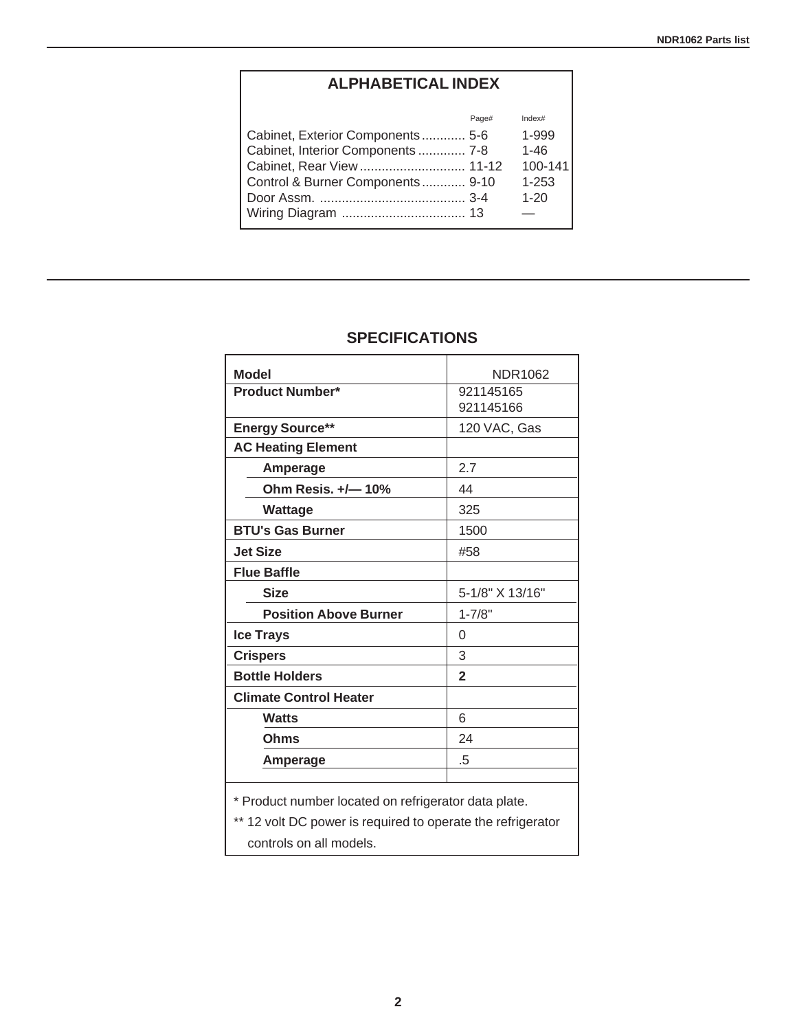## ALPHABETICAL INDEX

| | Page# | Index# |
|---|---|---|
| Cabinet, Exterior Components | 5-6 | 1-999 |
| Cabinet, Interior Components | 7-8 | 1-46 |
| Cabinet, Rear View | 11-12 | 100-141 |
| Control & Burner Components | 9-10 | 1-253 |
| Door Assm. | 3-4 | 1-20 |
| Wiring Diagram | 13 | — |

## SPECIFICATIONS

| **Model** | NDR1062 |
|---|---|
| **Product Number*** | 921145165<br>921145166 |
| **Energy Source**** | 120 VAC, Gas |
| **AC Heating Element** | |
| **Amperage** | 2.7 |
| **Ohm Resis. +/— 10%** | 44 |
| **Wattage** | 325 |
| **BTU's Gas Burner** | 1500 |
| **Jet Size** | #58 |
| **Flue Baffle** | |
| **Size** | 5-1/8" X 13/16" |
| **Position Above Burner** | 1-7/8" |
| **Ice Trays** | 0 |
| **Crispers** | 3 |
| **Bottle Holders** | **2** |
| **Climate Control Heater** | |
| **Watts** | 6 |
| **Ohms** | 24 |
| **Amperage** | .5 |

* Product number located on refrigerator data plate.

** 12 volt DC power is required to operate the refrigerator controls on all models.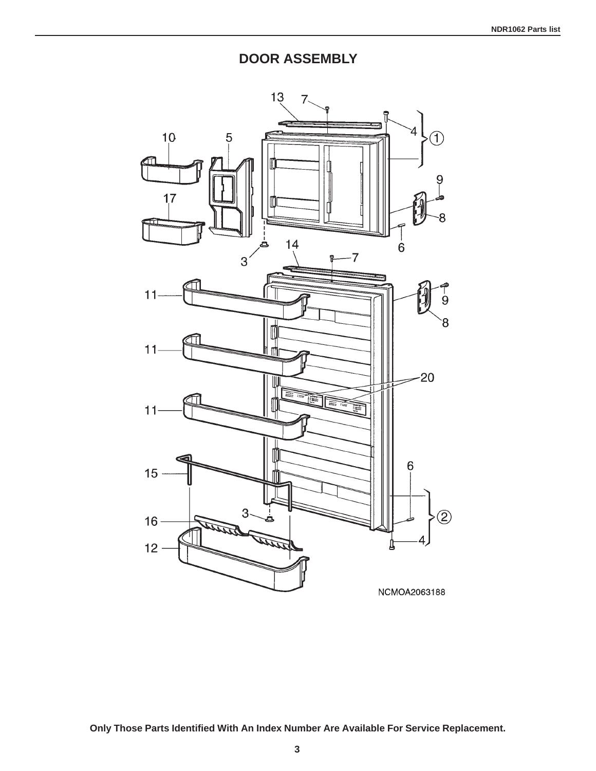# DOOR ASSEMBLY

13 7 4 1 10 5 9 17 8 3 14 7 6 11 9 8 11 20 11 15 6 16 3 2 12 4

NCMOA2063188

**Only Those Parts Identified With An Index Number Are Available For Service Replacement.**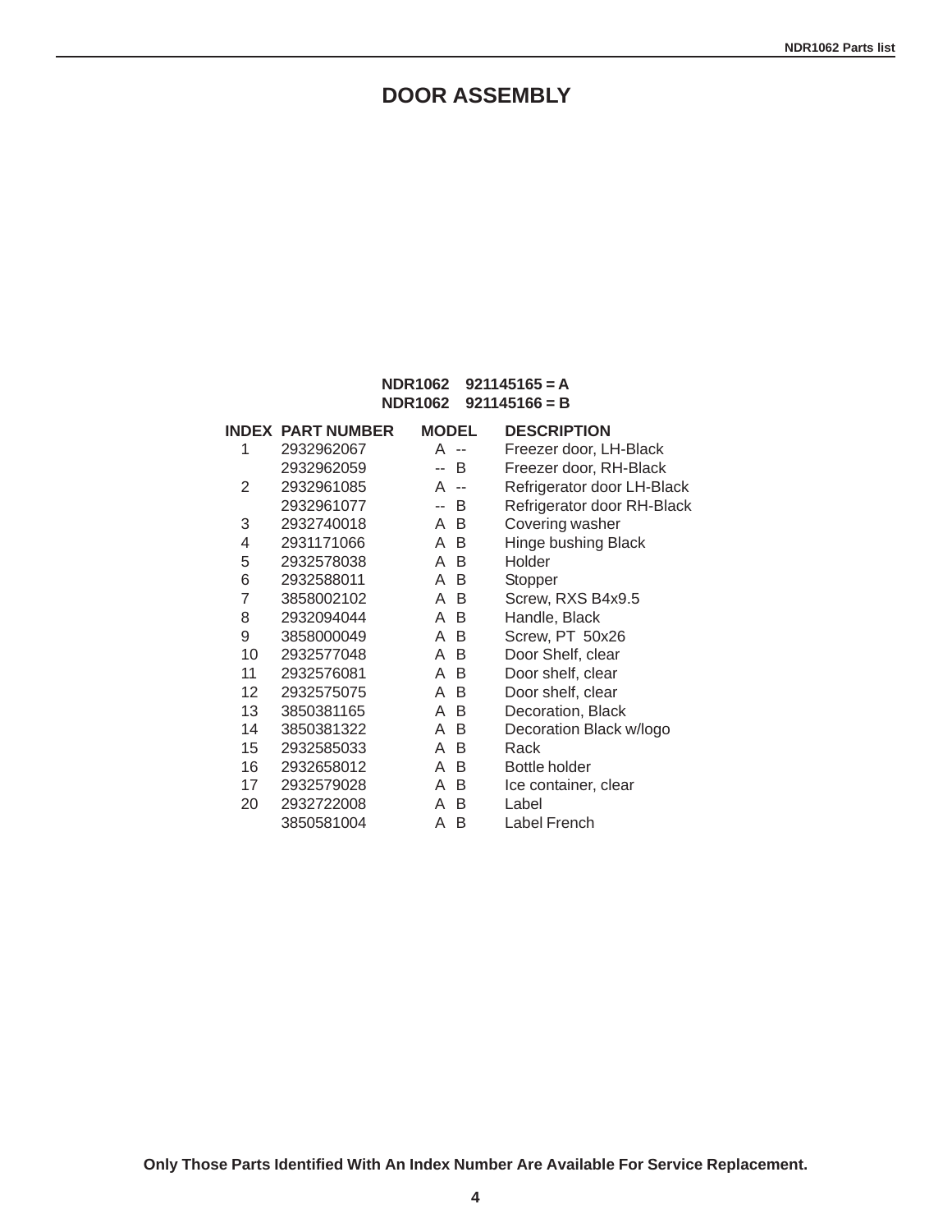# DOOR ASSEMBLY

**NDR1062 921145165 = A**
**NDR1062 921145166 = B**

| INDEX | PART NUMBER | MODEL | | DESCRIPTION |
|---|---|---|---|---|
| 1 | 2932962067 | A | -- | Freezer door, LH-Black |
| | 2932962059 | -- | B | Freezer door, RH-Black |
| 2 | 2932961085 | A | -- | Refrigerator door LH-Black |
| | 2932961077 | -- | B | Refrigerator door RH-Black |
| 3 | 2932740018 | A | B | Covering washer |
| 4 | 2931171066 | A | B | Hinge bushing Black |
| 5 | 2932578038 | A | B | Holder |
| 6 | 2932588011 | A | B | Stopper |
| 7 | 3858002102 | A | B | Screw, RXS B4x9.5 |
| 8 | 2932094044 | A | B | Handle, Black |
| 9 | 3858000049 | A | B | Screw, PT 50x26 |
| 10 | 2932577048 | A | B | Door Shelf, clear |
| 11 | 2932576081 | A | B | Door shelf, clear |
| 12 | 2932575075 | A | B | Door shelf, clear |
| 13 | 3850381165 | A | B | Decoration, Black |
| 14 | 3850381322 | A | B | Decoration Black w/logo |
| 15 | 2932585033 | A | B | Rack |
| 16 | 2932658012 | A | B | Bottle holder |
| 17 | 2932579028 | A | B | Ice container, clear |
| 20 | 2932722008 | A | B | Label |
| | 3850581004 | A | B | Label French |

**Only Those Parts Identified With An Index Number Are Available For Service Replacement.**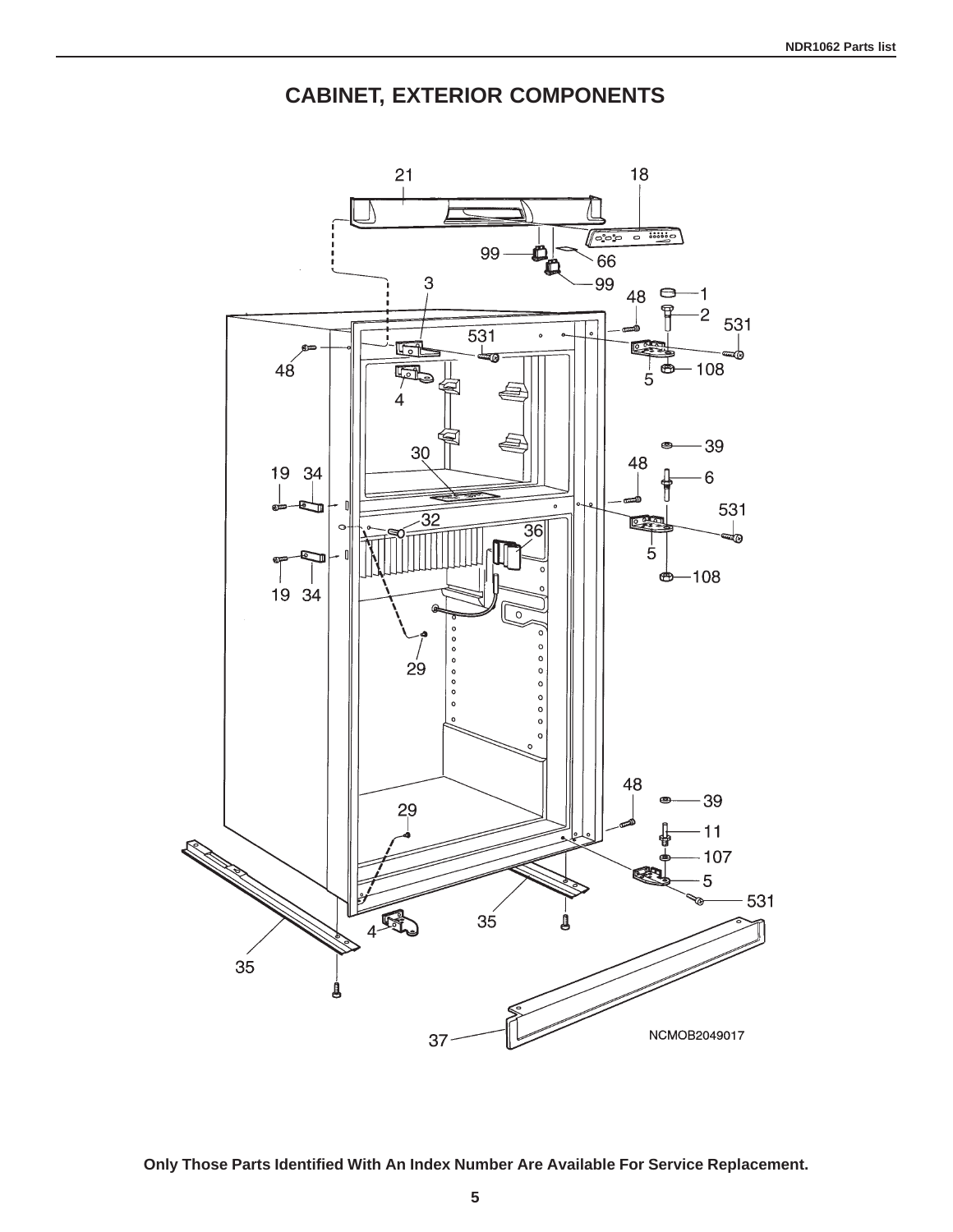# CABINET, EXTERIOR COMPONENTS

**Only Those Parts Identified With An Index Number Are Available For Service Replacement.**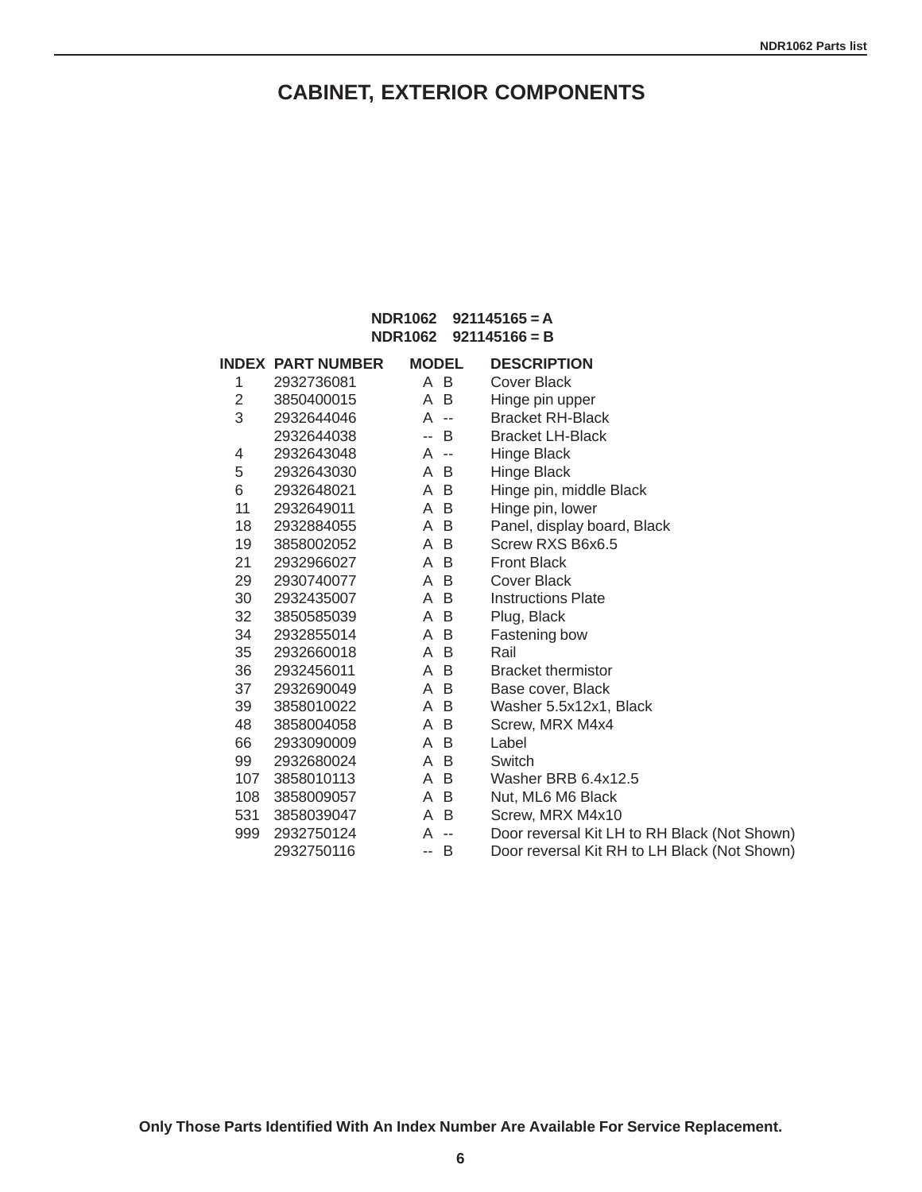# CABINET, EXTERIOR COMPONENTS

**NDR1062 921145165 = A**
**NDR1062 921145166 = B**

| INDEX | PART NUMBER | MODEL | | DESCRIPTION |
|---|---|---|---|---|
| 1 | 2932736081 | A | B | Cover Black |
| 2 | 3850400015 | A | B | Hinge pin upper |
| 3 | 2932644046 | A | -- | Bracket RH-Black |
| | 2932644038 | -- | B | Bracket LH-Black |
| 4 | 2932643048 | A | -- | Hinge Black |
| 5 | 2932643030 | A | B | Hinge Black |
| 6 | 2932648021 | A | B | Hinge pin, middle Black |
| 11 | 2932649011 | A | B | Hinge pin, lower |
| 18 | 2932884055 | A | B | Panel, display board, Black |
| 19 | 3858002052 | A | B | Screw RXS B6x6.5 |
| 21 | 2932966027 | A | B | Front Black |
| 29 | 2930740077 | A | B | Cover Black |
| 30 | 2932435007 | A | B | Instructions Plate |
| 32 | 3850585039 | A | B | Plug, Black |
| 34 | 2932855014 | A | B | Fastening bow |
| 35 | 2932660018 | A | B | Rail |
| 36 | 2932456011 | A | B | Bracket thermistor |
| 37 | 2932690049 | A | B | Base cover, Black |
| 39 | 3858010022 | A | B | Washer 5.5x12x1, Black |
| 48 | 3858004058 | A | B | Screw, MRX M4x4 |
| 66 | 2933090009 | A | B | Label |
| 99 | 2932680024 | A | B | Switch |
| 107 | 3858010113 | A | B | Washer BRB 6.4x12.5 |
| 108 | 3858009057 | A | B | Nut, ML6 M6 Black |
| 531 | 3858039047 | A | B | Screw, MRX M4x10 |
| 999 | 2932750124 | A | -- | Door reversal Kit LH to RH Black (Not Shown) |
| | 2932750116 | -- | B | Door reversal Kit RH to LH Black (Not Shown) |

**Only Those Parts Identified With An Index Number Are Available For Service Replacement.**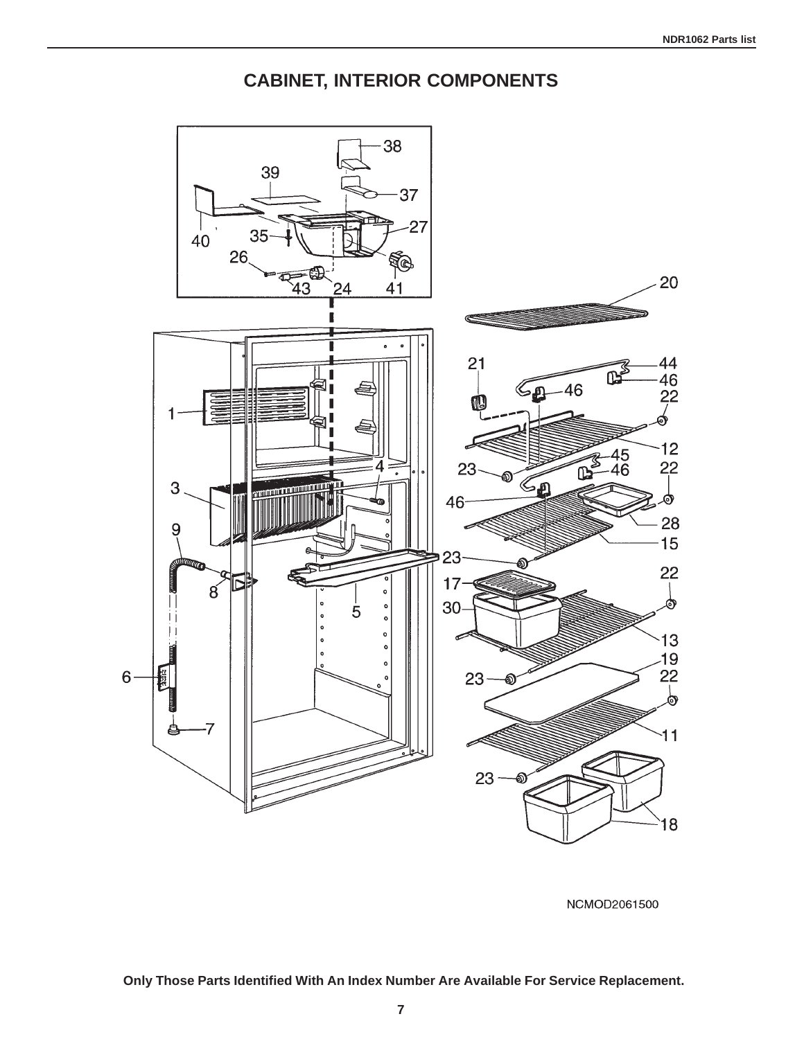# CABINET, INTERIOR COMPONENTS

NCMOD2061500

**Only Those Parts Identified With An Index Number Are Available For Service Replacement.**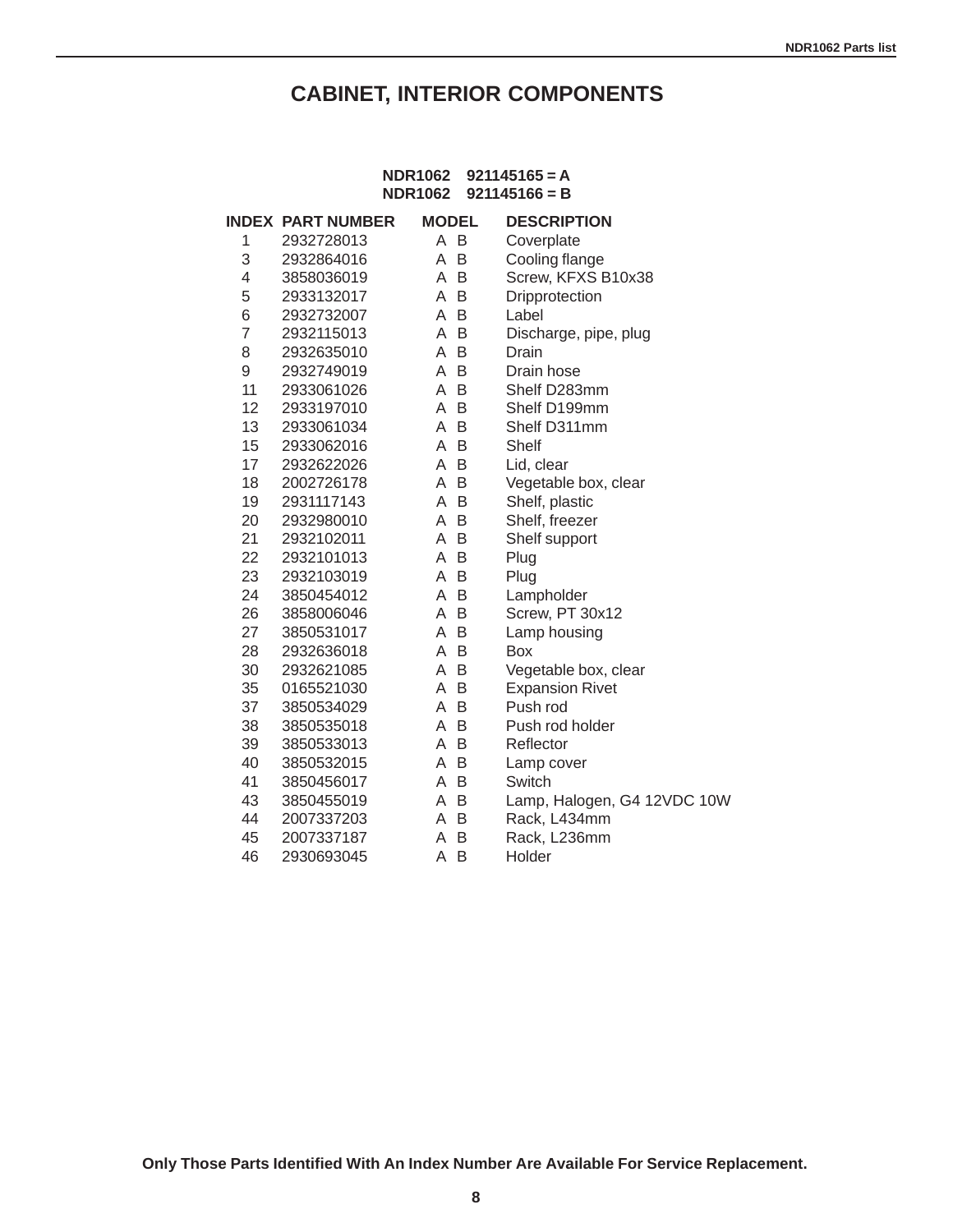# CABINET, INTERIOR COMPONENTS

**NDR1062 921145165 = A**
**NDR1062 921145166 = B**

| INDEX | PART NUMBER | MODEL | DESCRIPTION |
|---|---|---|---|
| 1 | 2932728013 | A B | Coverplate |
| 3 | 2932864016 | A B | Cooling flange |
| 4 | 3858036019 | A B | Screw, KFXS B10x38 |
| 5 | 2933132017 | A B | Dripprotection |
| 6 | 2932732007 | A B | Label |
| 7 | 2932115013 | A B | Discharge, pipe, plug |
| 8 | 2932635010 | A B | Drain |
| 9 | 2932749019 | A B | Drain hose |
| 11 | 2933061026 | A B | Shelf D283mm |
| 12 | 2933197010 | A B | Shelf D199mm |
| 13 | 2933061034 | A B | Shelf D311mm |
| 15 | 2933062016 | A B | Shelf |
| 17 | 2932622026 | A B | Lid, clear |
| 18 | 2002726178 | A B | Vegetable box, clear |
| 19 | 2931117143 | A B | Shelf, plastic |
| 20 | 2932980010 | A B | Shelf, freezer |
| 21 | 2932102011 | A B | Shelf support |
| 22 | 2932101013 | A B | Plug |
| 23 | 2932103019 | A B | Plug |
| 24 | 3850454012 | A B | Lampholder |
| 26 | 3858006046 | A B | Screw, PT 30x12 |
| 27 | 3850531017 | A B | Lamp housing |
| 28 | 2932636018 | A B | Box |
| 30 | 2932621085 | A B | Vegetable box, clear |
| 35 | 0165521030 | A B | Expansion Rivet |
| 37 | 3850534029 | A B | Push rod |
| 38 | 3850535018 | A B | Push rod holder |
| 39 | 3850533013 | A B | Reflector |
| 40 | 3850532015 | A B | Lamp cover |
| 41 | 3850456017 | A B | Switch |
| 43 | 3850455019 | A B | Lamp, Halogen, G4 12VDC 10W |
| 44 | 2007337203 | A B | Rack, L434mm |
| 45 | 2007337187 | A B | Rack, L236mm |
| 46 | 2930693045 | A B | Holder |

**Only Those Parts Identified With An Index Number Are Available For Service Replacement.**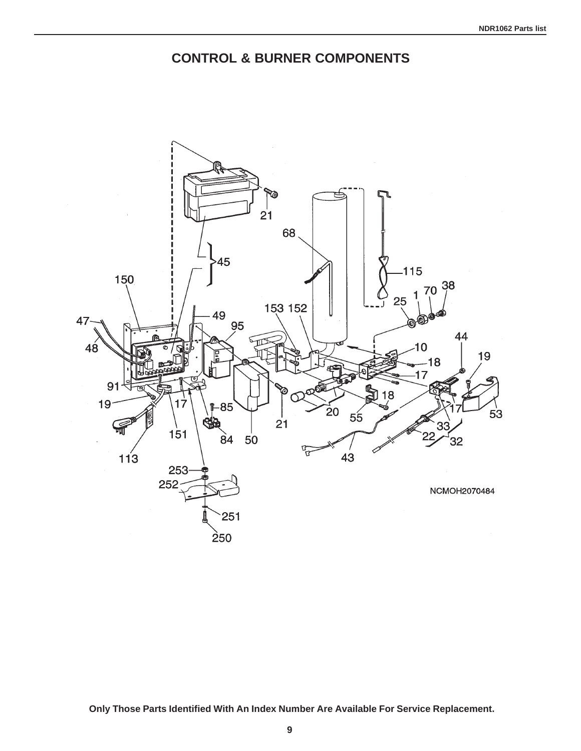# CONTROL & BURNER COMPONENTS

NCMOH2070484

**Only Those Parts Identified With An Index Number Are Available For Service Replacement.**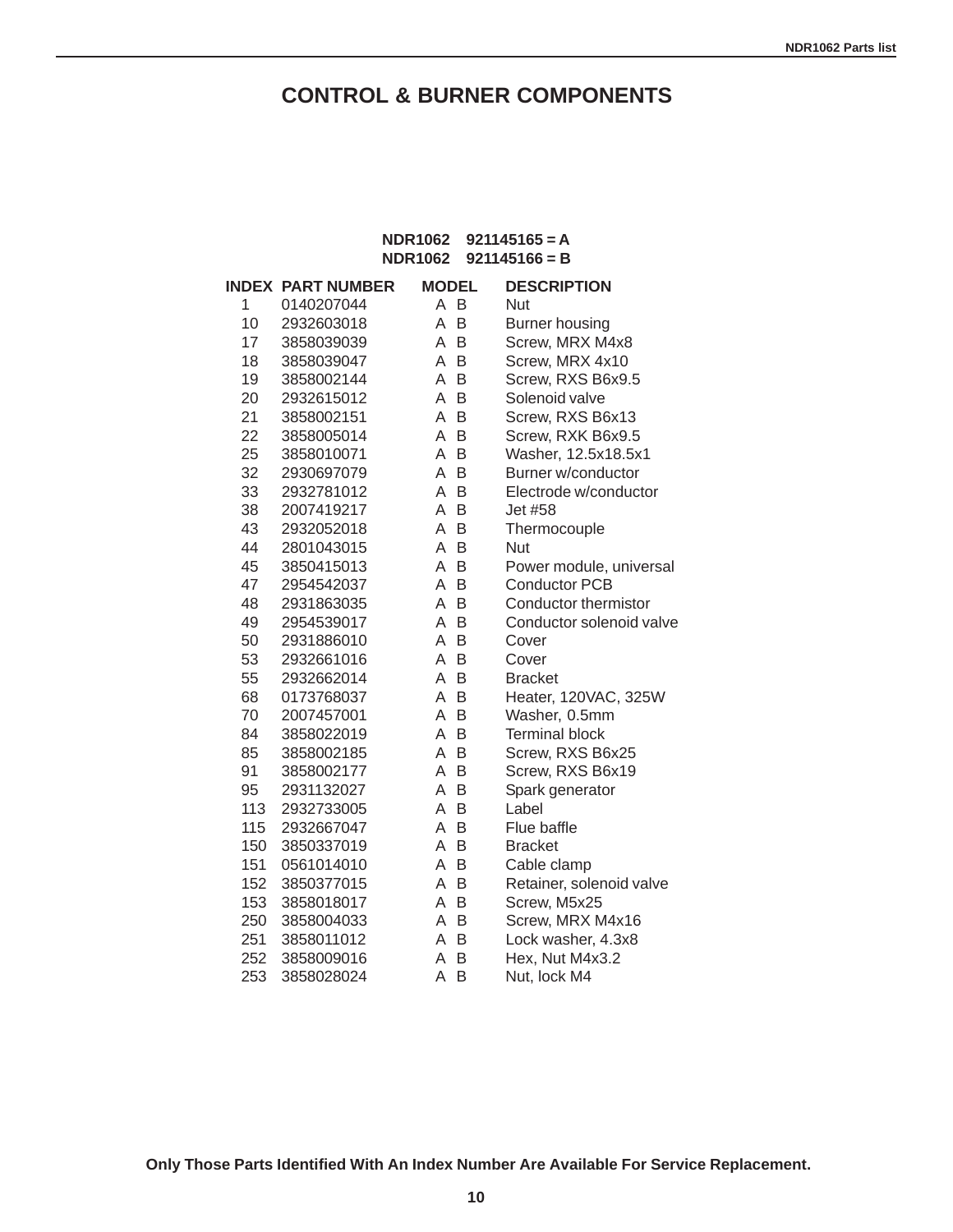# CONTROL & BURNER COMPONENTS

**NDR1062 921145165 = A**
**NDR1062 921145166 = B**

| INDEX | PART NUMBER | MODEL | | DESCRIPTION |
|---|---|---|---|---|
| 1 | 0140207044 | A | B | Nut |
| 10 | 2932603018 | A | B | Burner housing |
| 17 | 3858039039 | A | B | Screw, MRX M4x8 |
| 18 | 3858039047 | A | B | Screw, MRX 4x10 |
| 19 | 3858002144 | A | B | Screw, RXS B6x9.5 |
| 20 | 2932615012 | A | B | Solenoid valve |
| 21 | 3858002151 | A | B | Screw, RXS B6x13 |
| 22 | 3858005014 | A | B | Screw, RXK B6x9.5 |
| 25 | 3858010071 | A | B | Washer, 12.5x18.5x1 |
| 32 | 2930697079 | A | B | Burner w/conductor |
| 33 | 2932781012 | A | B | Electrode w/conductor |
| 38 | 2007419217 | A | B | Jet #58 |
| 43 | 2932052018 | A | B | Thermocouple |
| 44 | 2801043015 | A | B | Nut |
| 45 | 3850415013 | A | B | Power module, universal |
| 47 | 2954542037 | A | B | Conductor PCB |
| 48 | 2931863035 | A | B | Conductor thermistor |
| 49 | 2954539017 | A | B | Conductor solenoid valve |
| 50 | 2931886010 | A | B | Cover |
| 53 | 2932661016 | A | B | Cover |
| 55 | 2932662014 | A | B | Bracket |
| 68 | 0173768037 | A | B | Heater, 120VAC, 325W |
| 70 | 2007457001 | A | B | Washer, 0.5mm |
| 84 | 3858022019 | A | B | Terminal block |
| 85 | 3858002185 | A | B | Screw, RXS B6x25 |
| 91 | 3858002177 | A | B | Screw, RXS B6x19 |
| 95 | 2931132027 | A | B | Spark generator |
| 113 | 2932733005 | A | B | Label |
| 115 | 2932667047 | A | B | Flue baffle |
| 150 | 3850337019 | A | B | Bracket |
| 151 | 0561014010 | A | B | Cable clamp |
| 152 | 3850377015 | A | B | Retainer, solenoid valve |
| 153 | 3858018017 | A | B | Screw, M5x25 |
| 250 | 3858004033 | A | B | Screw, MRX M4x16 |
| 251 | 3858011012 | A | B | Lock washer, 4.3x8 |
| 252 | 3858009016 | A | B | Hex, Nut M4x3.2 |
| 253 | 3858028024 | A | B | Nut, lock M4 |

**Only Those Parts Identified With An Index Number Are Available For Service Replacement.**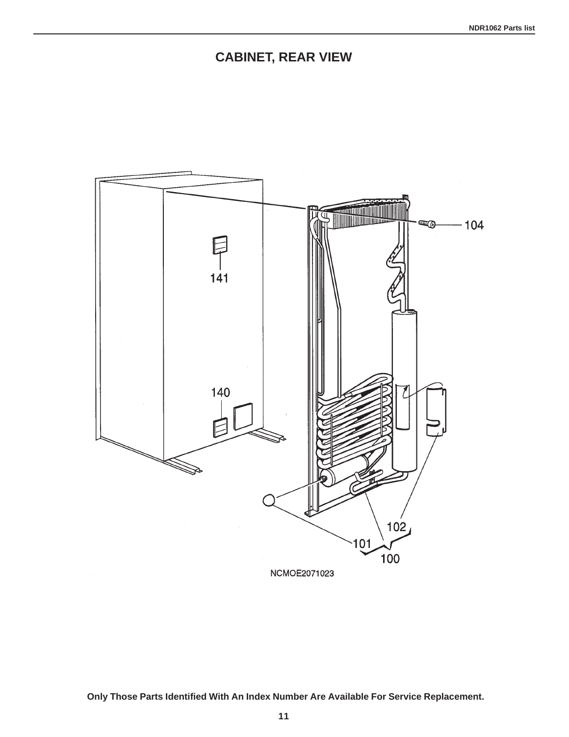# CABINET, REAR VIEW

141

140

104

102

101

100

NCMOE2071023

**Only Those Parts Identified With An Index Number Are Available For Service Replacement.**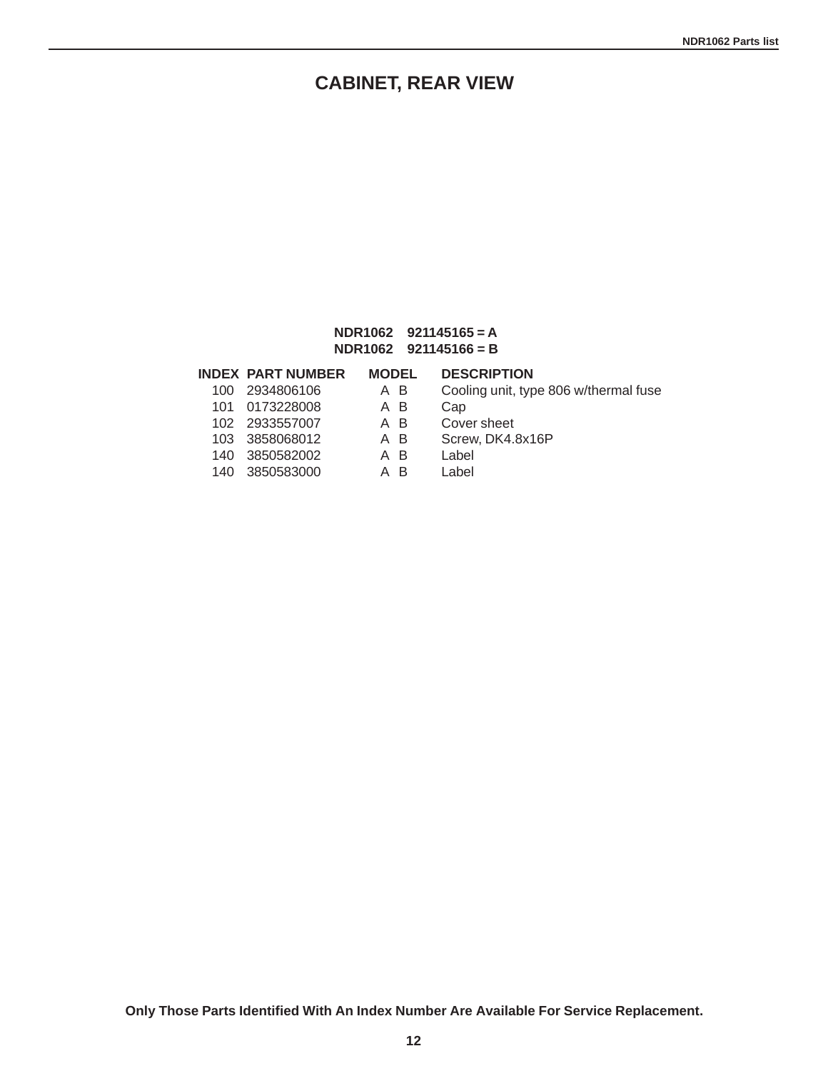# CABINET, REAR VIEW

**NDR1062 921145165 = A**
**NDR1062 921145166 = B**

| INDEX | PART NUMBER | MODEL | DESCRIPTION |
|---|---|---|---|
| 100 | 2934806106 | A B | Cooling unit, type 806 w/thermal fuse |
| 101 | 0173228008 | A B | Cap |
| 102 | 2933557007 | A B | Cover sheet |
| 103 | 3858068012 | A B | Screw, DK4.8x16P |
| 140 | 3850582002 | A B | Label |
| 140 | 3850583000 | A B | Label |

**Only Those Parts Identified With An Index Number Are Available For Service Replacement.**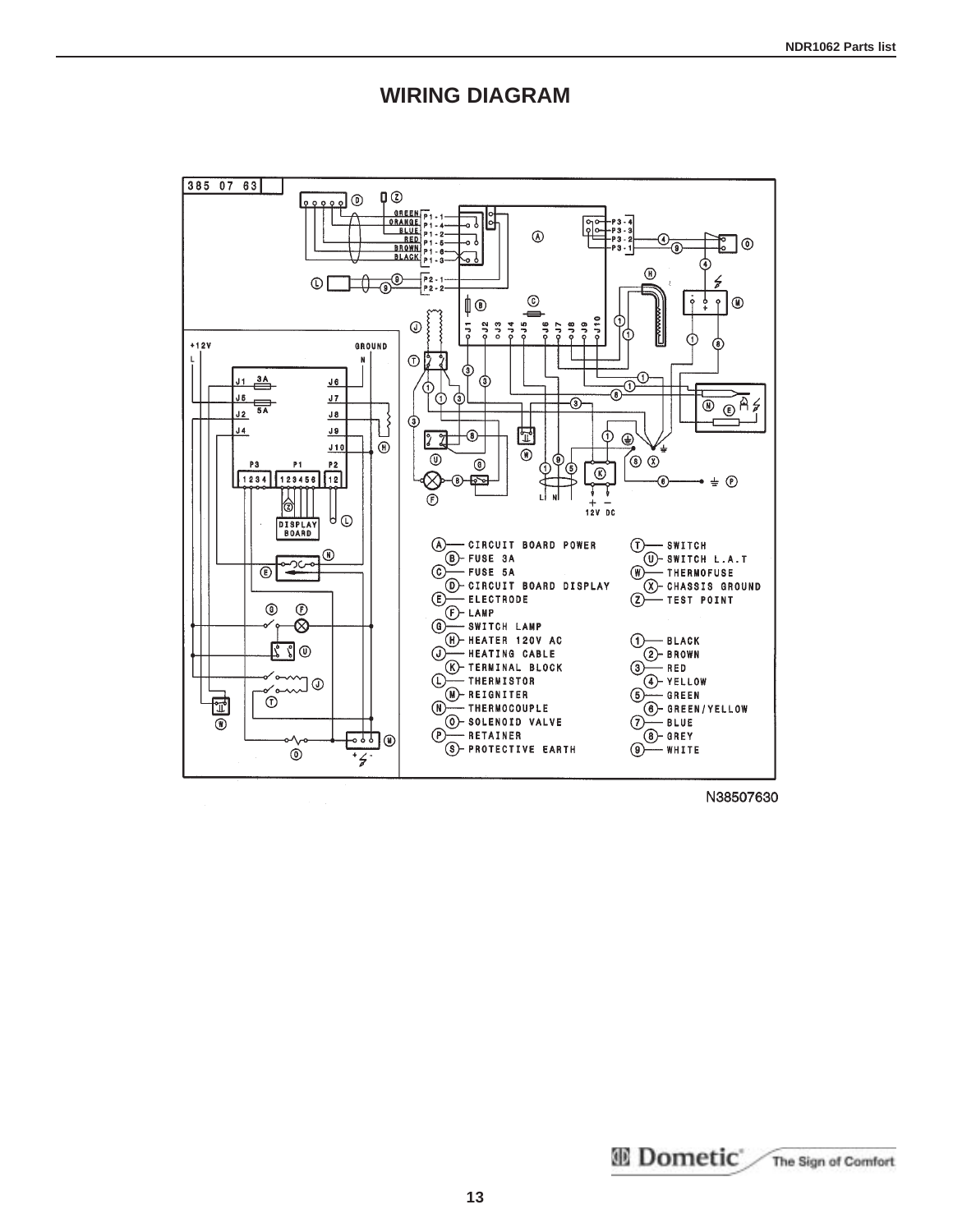# WIRING DIAGRAM

385 07 63

A — CIRCUIT BOARD POWER
B — FUSE 3A
C — FUSE 5A
D — CIRCUIT BOARD DISPLAY
E — ELECTRODE
F — LAMP
G — SWITCH LAMP
H — HEATER 120V AC
J — HEATING CABLE
K — TERMINAL BLOCK
L — THERMISTOR
M — REIGNITER
N — THERMOCOUPLE
O — SOLENOID VALVE
P — RETAINER
S — PROTECTIVE EARTH

T — SWITCH
U — SWITCH L.A.T
W — THERMOFUSE
X — CHASSIS GROUND
Z — TEST POINT

1 — BLACK
2 — BROWN
3 — RED
4 — YELLOW
5 — GREEN
6 — GREEN/YELLOW
7 — BLUE
8 — GREY
9 — WHITE

N38507630